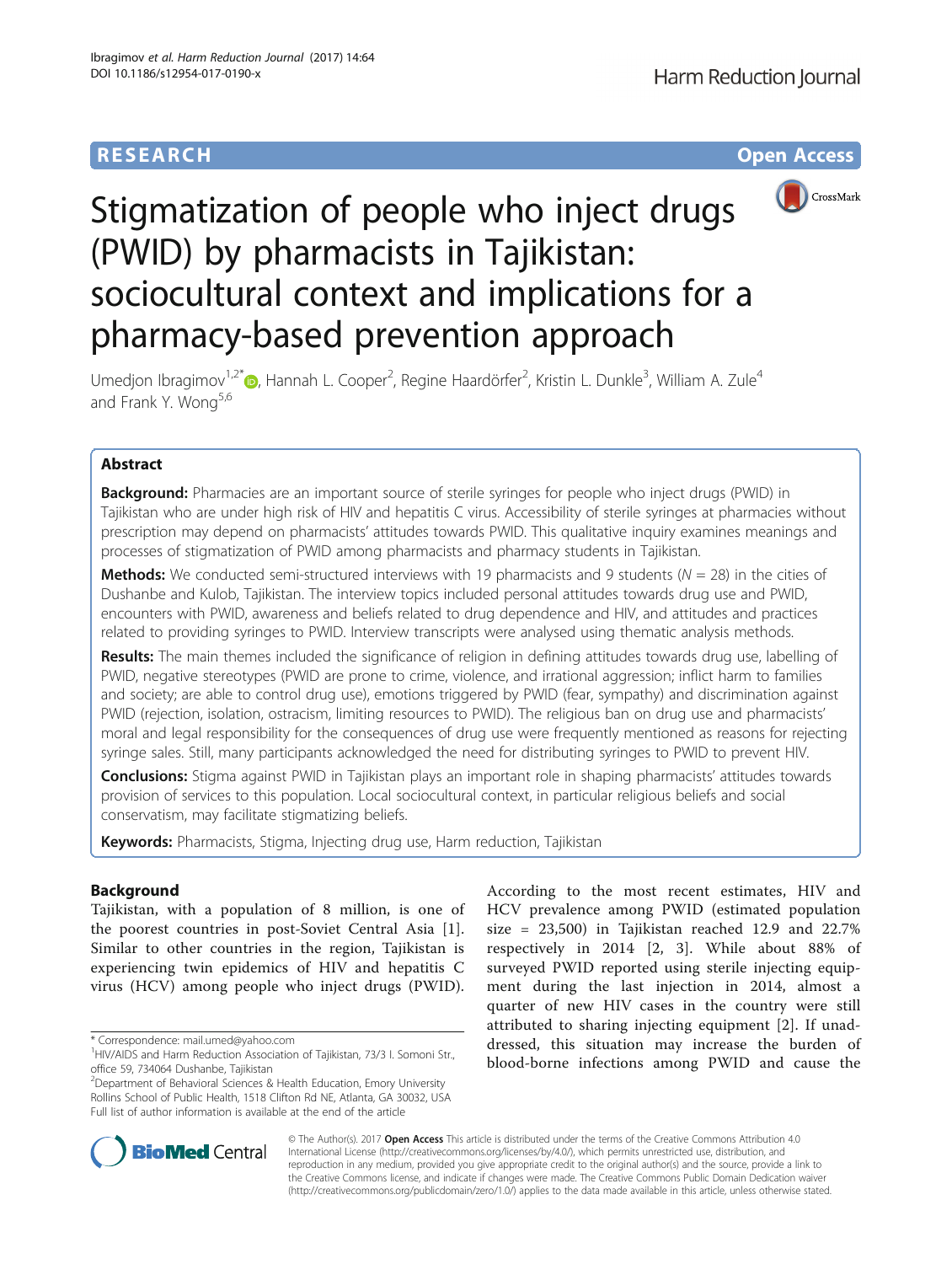RESEARCH Open Access

# Stigmatization of people who inject drugs (PWID) by pharmacists in Tajikistan: sociocultural context and implications for a pharmacy-based prevention approach

Umedjon Ibragimov[1,2*], Hannah L. Cooper[2], Regine Haardörfer[2], Kristin L. Dunkle[3], William A. Zule[4] and Frank Y. Wong[5,6]

## Abstract

**Background:** Pharmacies are an important source of sterile syringes for people who inject drugs (PWID) in Tajikistan who are under high risk of HIV and hepatitis C virus. Accessibility of sterile syringes at pharmacies without prescription may depend on pharmacists' attitudes towards PWID. This qualitative inquiry examines meanings and processes of stigmatization of PWID among pharmacists and pharmacy students in Tajikistan.

**Methods:** We conducted semi-structured interviews with 19 pharmacists and 9 students ($N = 28$) in the cities of Dushanbe and Kulob, Tajikistan. The interview topics included personal attitudes towards drug use and PWID, encounters with PWID, awareness and beliefs related to drug dependence and HIV, and attitudes and practices related to providing syringes to PWID. Interview transcripts were analysed using thematic analysis methods.

**Results:** The main themes included the significance of religion in defining attitudes towards drug use, labelling of PWID, negative stereotypes (PWID are prone to crime, violence, and irrational aggression; inflict harm to families and society; are able to control drug use), emotions triggered by PWID (fear, sympathy) and discrimination against PWID (rejection, isolation, ostracism, limiting resources to PWID). The religious ban on drug use and pharmacists' moral and legal responsibility for the consequences of drug use were frequently mentioned as reasons for rejecting syringe sales. Still, many participants acknowledged the need for distributing syringes to PWID to prevent HIV.

**Conclusions:** Stigma against PWID in Tajikistan plays an important role in shaping pharmacists' attitudes towards provision of services to this population. Local sociocultural context, in particular religious beliefs and social conservatism, may facilitate stigmatizing beliefs.

**Keywords:** Pharmacists, Stigma, Injecting drug use, Harm reduction, Tajikistan

## Background

Tajikistan, with a population of 8 million, is one of the poorest countries in post-Soviet Central Asia [1]. Similar to other countries in the region, Tajikistan is experiencing twin epidemics of HIV and hepatitis C virus (HCV) among people who inject drugs (PWID). According to the most recent estimates, HIV and HCV prevalence among PWID (estimated population size = 23,500) in Tajikistan reached 12.9 and 22.7% respectively in 2014 [2, 3]. While about 88% of surveyed PWID reported using sterile injecting equipment during the last injection in 2014, almost a quarter of new HIV cases in the country were still attributed to sharing injecting equipment [2]. If unaddressed, this situation may increase the burden of blood-borne infections among PWID and cause the

\* Correspondence: mail.umed@yahoo.com

[1]HIV/AIDS and Harm Reduction Association of Tajikistan, 73/3 I. Somoni Str., office 59, 734064 Dushanbe, Tajikistan

[2]Department of Behavioral Sciences & Health Education, Emory University Rollins School of Public Health, 1518 Clifton Rd NE, Atlanta, GA 30032, USA

Full list of author information is available at the end of the article

© The Author(s). 2017 **Open Access** This article is distributed under the terms of the Creative Commons Attribution 4.0 International License (http://creativecommons.org/licenses/by/4.0/), which permits unrestricted use, distribution, and reproduction in any medium, provided you give appropriate credit to the original author(s) and the source, provide a link to the Creative Commons license, and indicate if changes were made. The Creative Commons Public Domain Dedication waiver (http://creativecommons.org/publicdomain/zero/1.0/) applies to the data made available in this article, unless otherwise stated.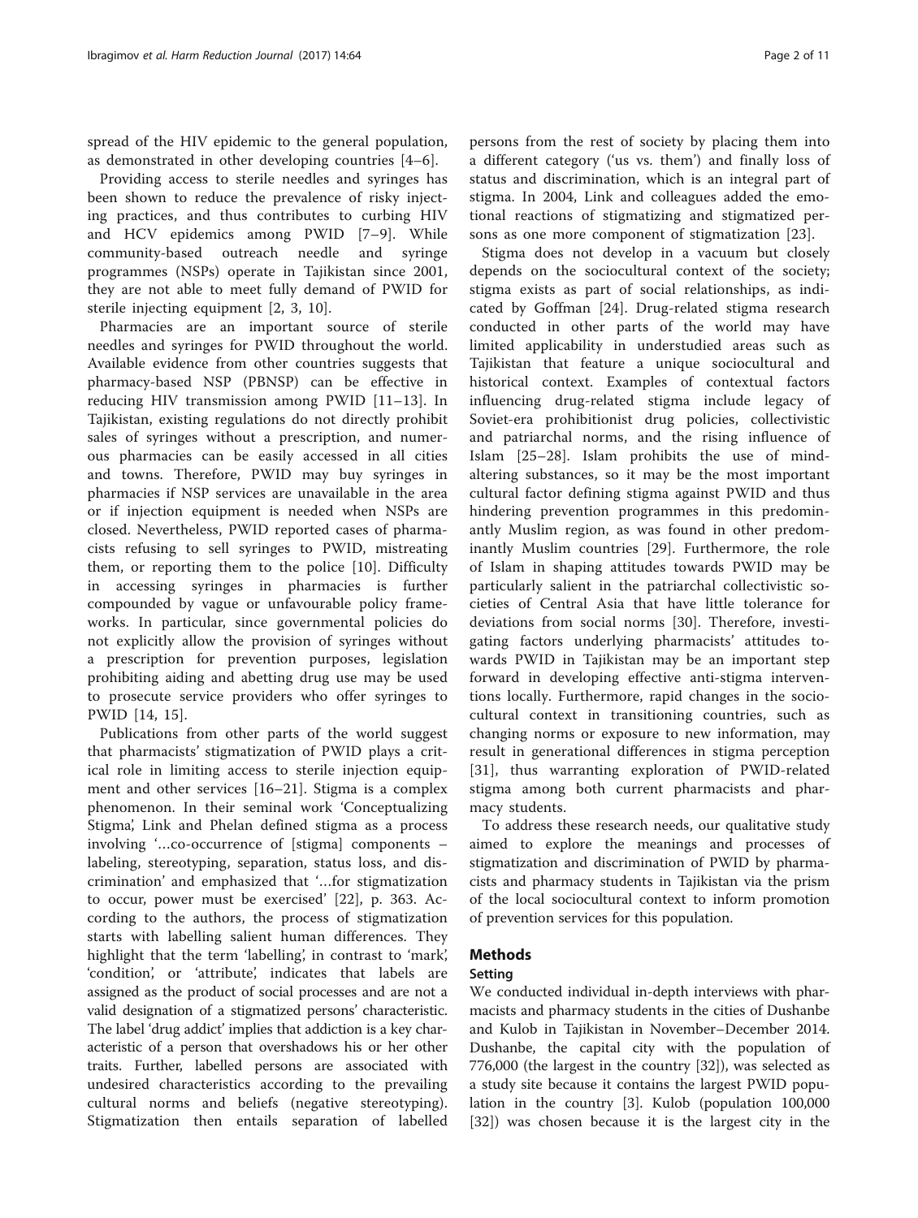spread of the HIV epidemic to the general population, as demonstrated in other developing countries [4–6].

Providing access to sterile needles and syringes has been shown to reduce the prevalence of risky injecting practices, and thus contributes to curbing HIV and HCV epidemics among PWID [7–9]. While community-based outreach needle and syringe programmes (NSPs) operate in Tajikistan since 2001, they are not able to meet fully demand of PWID for sterile injecting equipment [2, 3, 10].

Pharmacies are an important source of sterile needles and syringes for PWID throughout the world. Available evidence from other countries suggests that pharmacy-based NSP (PBNSP) can be effective in reducing HIV transmission among PWID [11–13]. In Tajikistan, existing regulations do not directly prohibit sales of syringes without a prescription, and numerous pharmacies can be easily accessed in all cities and towns. Therefore, PWID may buy syringes in pharmacies if NSP services are unavailable in the area or if injection equipment is needed when NSPs are closed. Nevertheless, PWID reported cases of pharmacists refusing to sell syringes to PWID, mistreating them, or reporting them to the police [10]. Difficulty in accessing syringes in pharmacies is further compounded by vague or unfavourable policy frameworks. In particular, since governmental policies do not explicitly allow the provision of syringes without a prescription for prevention purposes, legislation prohibiting aiding and abetting drug use may be used to prosecute service providers who offer syringes to PWID [14, 15].

Publications from other parts of the world suggest that pharmacists' stigmatization of PWID plays a critical role in limiting access to sterile injection equipment and other services [16–21]. Stigma is a complex phenomenon. In their seminal work 'Conceptualizing Stigma', Link and Phelan defined stigma as a process involving '…co-occurrence of [stigma] components – labeling, stereotyping, separation, status loss, and discrimination' and emphasized that '…for stigmatization to occur, power must be exercised' [22], p. 363. According to the authors, the process of stigmatization starts with labelling salient human differences. They highlight that the term 'labelling', in contrast to 'mark', 'condition', or 'attribute', indicates that labels are assigned as the product of social processes and are not a valid designation of a stigmatized persons' characteristic. The label 'drug addict' implies that addiction is a key characteristic of a person that overshadows his or her other traits. Further, labelled persons are associated with undesired characteristics according to the prevailing cultural norms and beliefs (negative stereotyping). Stigmatization then entails separation of labelled persons from the rest of society by placing them into a different category ('us vs. them') and finally loss of status and discrimination, which is an integral part of stigma. In 2004, Link and colleagues added the emotional reactions of stigmatizing and stigmatized persons as one more component of stigmatization [23].

Stigma does not develop in a vacuum but closely depends on the sociocultural context of the society; stigma exists as part of social relationships, as indicated by Goffman [24]. Drug-related stigma research conducted in other parts of the world may have limited applicability in understudied areas such as Tajikistan that feature a unique sociocultural and historical context. Examples of contextual factors influencing drug-related stigma include legacy of Soviet-era prohibitionist drug policies, collectivistic and patriarchal norms, and the rising influence of Islam [25–28]. Islam prohibits the use of mind-altering substances, so it may be the most important cultural factor defining stigma against PWID and thus hindering prevention programmes in this predominantly Muslim region, as was found in other predominantly Muslim countries [29]. Furthermore, the role of Islam in shaping attitudes towards PWID may be particularly salient in the patriarchal collectivistic societies of Central Asia that have little tolerance for deviations from social norms [30]. Therefore, investigating factors underlying pharmacists' attitudes towards PWID in Tajikistan may be an important step forward in developing effective anti-stigma interventions locally. Furthermore, rapid changes in the sociocultural context in transitioning countries, such as changing norms or exposure to new information, may result in generational differences in stigma perception [31], thus warranting exploration of PWID-related stigma among both current pharmacists and pharmacy students.

To address these research needs, our qualitative study aimed to explore the meanings and processes of stigmatization and discrimination of PWID by pharmacists and pharmacy students in Tajikistan via the prism of the local sociocultural context to inform promotion of prevention services for this population.

## Methods

### Setting

We conducted individual in-depth interviews with pharmacists and pharmacy students in the cities of Dushanbe and Kulob in Tajikistan in November–December 2014. Dushanbe, the capital city with the population of 776,000 (the largest in the country [32]), was selected as a study site because it contains the largest PWID population in the country [3]. Kulob (population 100,000 [32]) was chosen because it is the largest city in the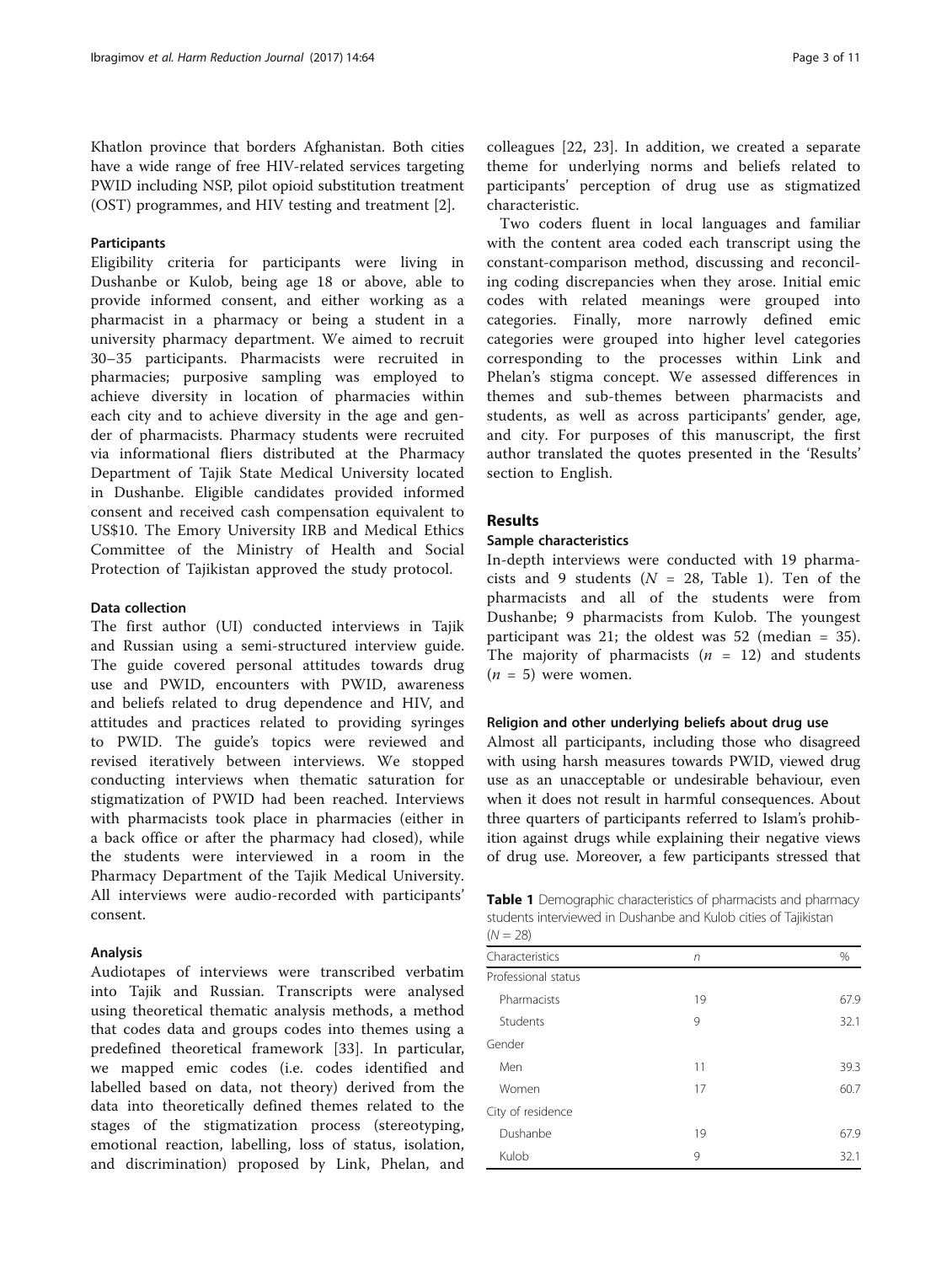Khatlon province that borders Afghanistan. Both cities have a wide range of free HIV-related services targeting PWID including NSP, pilot opioid substitution treatment (OST) programmes, and HIV testing and treatment [2].

### Participants

Eligibility criteria for participants were living in Dushanbe or Kulob, being age 18 or above, able to provide informed consent, and either working as a pharmacist in a pharmacy or being a student in a university pharmacy department. We aimed to recruit 30–35 participants. Pharmacists were recruited in pharmacies; purposive sampling was employed to achieve diversity in location of pharmacies within each city and to achieve diversity in the age and gender of pharmacists. Pharmacy students were recruited via informational fliers distributed at the Pharmacy Department of Tajik State Medical University located in Dushanbe. Eligible candidates provided informed consent and received cash compensation equivalent to US$10. The Emory University IRB and Medical Ethics Committee of the Ministry of Health and Social Protection of Tajikistan approved the study protocol.

### Data collection

The first author (UI) conducted interviews in Tajik and Russian using a semi-structured interview guide. The guide covered personal attitudes towards drug use and PWID, encounters with PWID, awareness and beliefs related to drug dependence and HIV, and attitudes and practices related to providing syringes to PWID. The guide's topics were reviewed and revised iteratively between interviews. We stopped conducting interviews when thematic saturation for stigmatization of PWID had been reached. Interviews with pharmacists took place in pharmacies (either in a back office or after the pharmacy had closed), while the students were interviewed in a room in the Pharmacy Department of the Tajik Medical University. All interviews were audio-recorded with participants' consent.

### Analysis

Audiotapes of interviews were transcribed verbatim into Tajik and Russian. Transcripts were analysed using theoretical thematic analysis methods, a method that codes data and groups codes into themes using a predefined theoretical framework [33]. In particular, we mapped emic codes (i.e. codes identified and labelled based on data, not theory) derived from the data into theoretically defined themes related to the stages of the stigmatization process (stereotyping, emotional reaction, labelling, loss of status, isolation, and discrimination) proposed by Link, Phelan, and colleagues [22, 23]. In addition, we created a separate theme for underlying norms and beliefs related to participants' perception of drug use as stigmatized characteristic.

Two coders fluent in local languages and familiar with the content area coded each transcript using the constant-comparison method, discussing and reconciling coding discrepancies when they arose. Initial emic codes with related meanings were grouped into categories. Finally, more narrowly defined emic categories were grouped into higher level categories corresponding to the processes within Link and Phelan's stigma concept. We assessed differences in themes and sub-themes between pharmacists and students, as well as across participants' gender, age, and city. For purposes of this manuscript, the first author translated the quotes presented in the 'Results' section to English.

## Results

### Sample characteristics

In-depth interviews were conducted with 19 pharmacists and 9 students ($N$ = 28, Table 1). Ten of the pharmacists and all of the students were from Dushanbe; 9 pharmacists from Kulob. The youngest participant was 21; the oldest was 52 (median = 35). The majority of pharmacists ($n$ = 12) and students ($n$ = 5) were women.

### Religion and other underlying beliefs about drug use

Almost all participants, including those who disagreed with using harsh measures towards PWID, viewed drug use as an unacceptable or undesirable behaviour, even when it does not result in harmful consequences. About three quarters of participants referred to Islam's prohibition against drugs while explaining their negative views of drug use. Moreover, a few participants stressed that

**Table 1** Demographic characteristics of pharmacists and pharmacy students interviewed in Dushanbe and Kulob cities of Tajikistan ($N$ = 28)

| Characteristics | $n$ | % |
|---|---|---|
| Professional status | | |
| Pharmacists | 19 | 67.9 |
| Students | 9 | 32.1 |
| Gender | | |
| Men | 11 | 39.3 |
| Women | 17 | 60.7 |
| City of residence | | |
| Dushanbe | 19 | 67.9 |
| Kulob | 9 | 32.1 |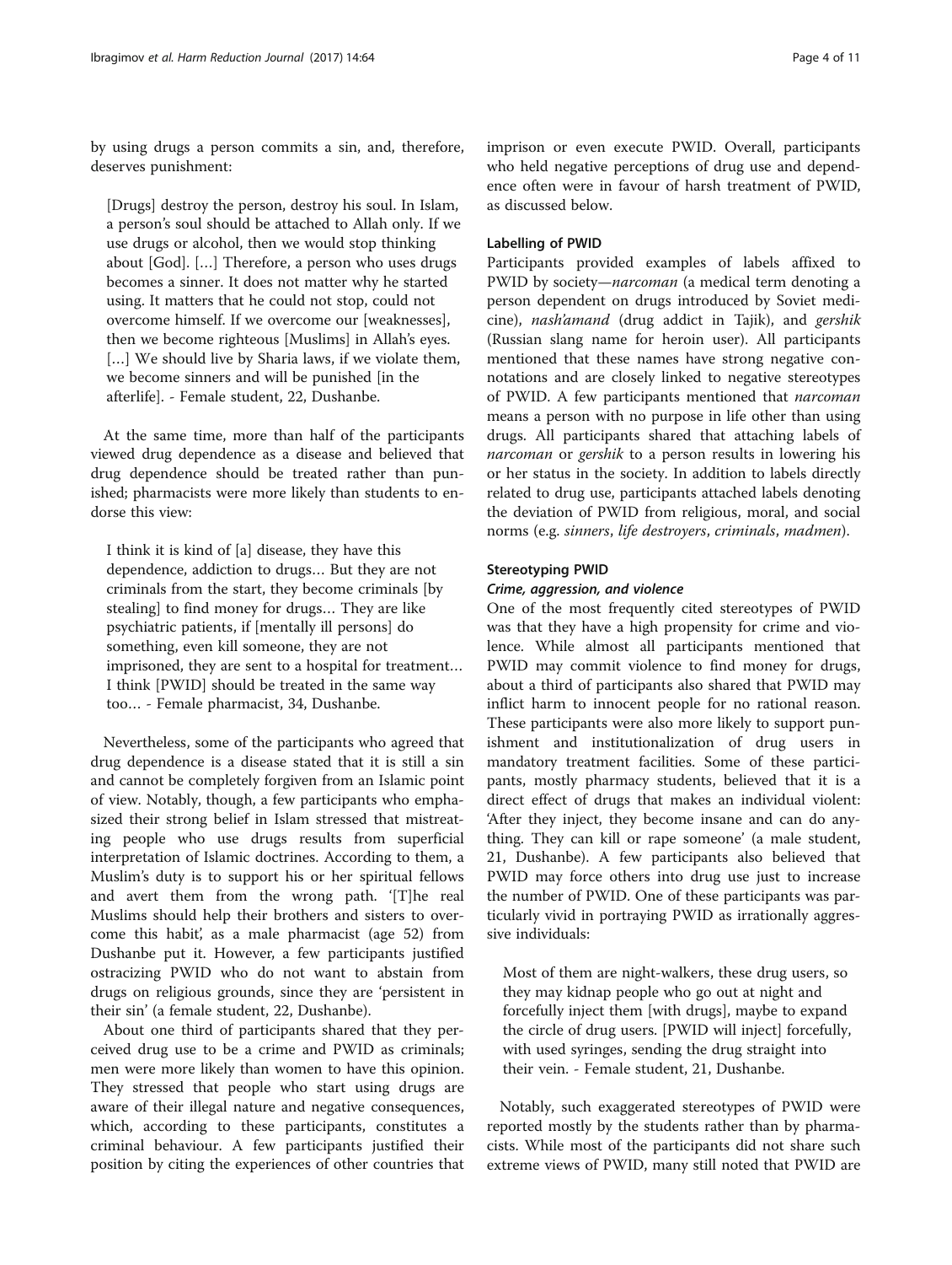by using drugs a person commits a sin, and, therefore, deserves punishment:

> [Drugs] destroy the person, destroy his soul. In Islam, a person's soul should be attached to Allah only. If we use drugs or alcohol, then we would stop thinking about [God]. […] Therefore, a person who uses drugs becomes a sinner. It does not matter why he started using. It matters that he could not stop, could not overcome himself. If we overcome our [weaknesses], then we become righteous [Muslims] in Allah's eyes. […] We should live by Sharia laws, if we violate them, we become sinners and will be punished [in the afterlife]. - Female student, 22, Dushanbe.

At the same time, more than half of the participants viewed drug dependence as a disease and believed that drug dependence should be treated rather than punished; pharmacists were more likely than students to endorse this view:

> I think it is kind of [a] disease, they have this dependence, addiction to drugs… But they are not criminals from the start, they become criminals [by stealing] to find money for drugs… They are like psychiatric patients, if [mentally ill persons] do something, even kill someone, they are not imprisoned, they are sent to a hospital for treatment… I think [PWID] should be treated in the same way too… - Female pharmacist, 34, Dushanbe.

Nevertheless, some of the participants who agreed that drug dependence is a disease stated that it is still a sin and cannot be completely forgiven from an Islamic point of view. Notably, though, a few participants who emphasized their strong belief in Islam stressed that mistreating people who use drugs results from superficial interpretation of Islamic doctrines. According to them, a Muslim's duty is to support his or her spiritual fellows and avert them from the wrong path. '[T]he real Muslims should help their brothers and sisters to overcome this habit', as a male pharmacist (age 52) from Dushanbe put it. However, a few participants justified ostracizing PWID who do not want to abstain from drugs on religious grounds, since they are 'persistent in their sin' (a female student, 22, Dushanbe).

About one third of participants shared that they perceived drug use to be a crime and PWID as criminals; men were more likely than women to have this opinion. They stressed that people who start using drugs are aware of their illegal nature and negative consequences, which, according to these participants, constitutes a criminal behaviour. A few participants justified their position by citing the experiences of other countries that imprison or even execute PWID. Overall, participants who held negative perceptions of drug use and dependence often were in favour of harsh treatment of PWID, as discussed below.

### Labelling of PWID

Participants provided examples of labels affixed to PWID by society—*narcoman* (a medical term denoting a person dependent on drugs introduced by Soviet medicine), *nash'amand* (drug addict in Tajik), and *gershik* (Russian slang name for heroin user). All participants mentioned that these names have strong negative connotations and are closely linked to negative stereotypes of PWID. A few participants mentioned that *narcoman* means a person with no purpose in life other than using drugs. All participants shared that attaching labels of *narcoman* or *gershik* to a person results in lowering his or her status in the society. In addition to labels directly related to drug use, participants attached labels denoting the deviation of PWID from religious, moral, and social norms (e.g. *sinners*, *life destroyers*, *criminals*, *madmen*).

### Stereotyping PWID

#### Crime, aggression, and violence

One of the most frequently cited stereotypes of PWID was that they have a high propensity for crime and violence. While almost all participants mentioned that PWID may commit violence to find money for drugs, about a third of participants also shared that PWID may inflict harm to innocent people for no rational reason. These participants were also more likely to support punishment and institutionalization of drug users in mandatory treatment facilities. Some of these participants, mostly pharmacy students, believed that it is a direct effect of drugs that makes an individual violent: 'After they inject, they become insane and can do anything. They can kill or rape someone' (a male student, 21, Dushanbe). A few participants also believed that PWID may force others into drug use just to increase the number of PWID. One of these participants was particularly vivid in portraying PWID as irrationally aggressive individuals:

> Most of them are night-walkers, these drug users, so they may kidnap people who go out at night and forcefully inject them [with drugs], maybe to expand the circle of drug users. [PWID will inject] forcefully, with used syringes, sending the drug straight into their vein. - Female student, 21, Dushanbe.

Notably, such exaggerated stereotypes of PWID were reported mostly by the students rather than by pharmacists. While most of the participants did not share such extreme views of PWID, many still noted that PWID are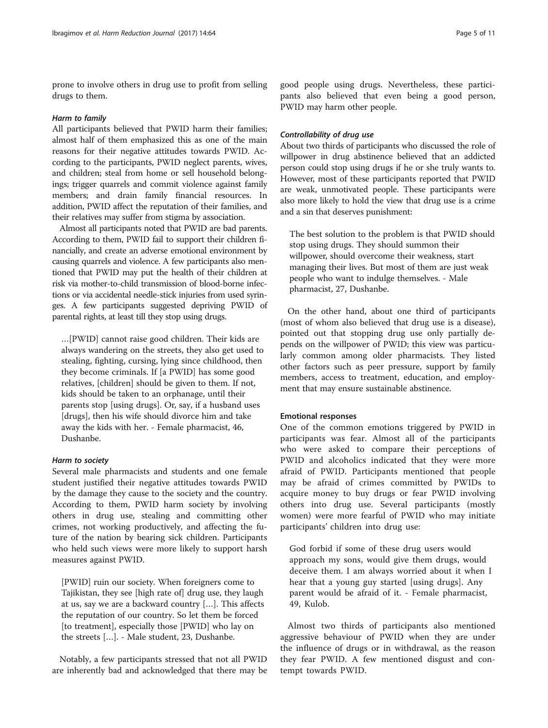prone to involve others in drug use to profit from selling drugs to them.

#### *Harm to family*

All participants believed that PWID harm their families; almost half of them emphasized this as one of the main reasons for their negative attitudes towards PWID. According to the participants, PWID neglect parents, wives, and children; steal from home or sell household belongings; trigger quarrels and commit violence against family members; and drain family financial resources. In addition, PWID affect the reputation of their families, and their relatives may suffer from stigma by association.

Almost all participants noted that PWID are bad parents. According to them, PWID fail to support their children financially, and create an adverse emotional environment by causing quarrels and violence. A few participants also mentioned that PWID may put the health of their children at risk via mother-to-child transmission of blood-borne infections or via accidental needle-stick injuries from used syringes. A few participants suggested depriving PWID of parental rights, at least till they stop using drugs.

> …[PWID] cannot raise good children. Their kids are always wandering on the streets, they also get used to stealing, fighting, cursing, lying since childhood, then they become criminals. If [a PWID] has some good relatives, [children] should be given to them. If not, kids should be taken to an orphanage, until their parents stop [using drugs]. Or, say, if a husband uses [drugs], then his wife should divorce him and take away the kids with her. - Female pharmacist, 46, Dushanbe.

#### *Harm to society*

Several male pharmacists and students and one female student justified their negative attitudes towards PWID by the damage they cause to the society and the country. According to them, PWID harm society by involving others in drug use, stealing and committing other crimes, not working productively, and affecting the future of the nation by bearing sick children. Participants who held such views were more likely to support harsh measures against PWID.

> [PWID] ruin our society. When foreigners come to Tajikistan, they see [high rate of] drug use, they laugh at us, say we are a backward country […]. This affects the reputation of our country. So let them be forced [to treatment], especially those [PWID] who lay on the streets […]. - Male student, 23, Dushanbe.

Notably, a few participants stressed that not all PWID are inherently bad and acknowledged that there may be good people using drugs. Nevertheless, these participants also believed that even being a good person, PWID may harm other people.

#### *Controllability of drug use*

About two thirds of participants who discussed the role of willpower in drug abstinence believed that an addicted person could stop using drugs if he or she truly wants to. However, most of these participants reported that PWID are weak, unmotivated people. These participants were also more likely to hold the view that drug use is a crime and a sin that deserves punishment:

> The best solution to the problem is that PWID should stop using drugs. They should summon their willpower, should overcome their weakness, start managing their lives. But most of them are just weak people who want to indulge themselves. - Male pharmacist, 27, Dushanbe.

On the other hand, about one third of participants (most of whom also believed that drug use is a disease), pointed out that stopping drug use only partially depends on the willpower of PWID; this view was particularly common among older pharmacists. They listed other factors such as peer pressure, support by family members, access to treatment, education, and employment that may ensure sustainable abstinence.

### Emotional responses

One of the common emotions triggered by PWID in participants was fear. Almost all of the participants who were asked to compare their perceptions of PWID and alcoholics indicated that they were more afraid of PWID. Participants mentioned that people may be afraid of crimes committed by PWIDs to acquire money to buy drugs or fear PWID involving others into drug use. Several participants (mostly women) were more fearful of PWID who may initiate participants' children into drug use:

> God forbid if some of these drug users would approach my sons, would give them drugs, would deceive them. I am always worried about it when I hear that a young guy started [using drugs]. Any parent would be afraid of it. - Female pharmacist, 49, Kulob.

Almost two thirds of participants also mentioned aggressive behaviour of PWID when they are under the influence of drugs or in withdrawal, as the reason they fear PWID. A few mentioned disgust and contempt towards PWID.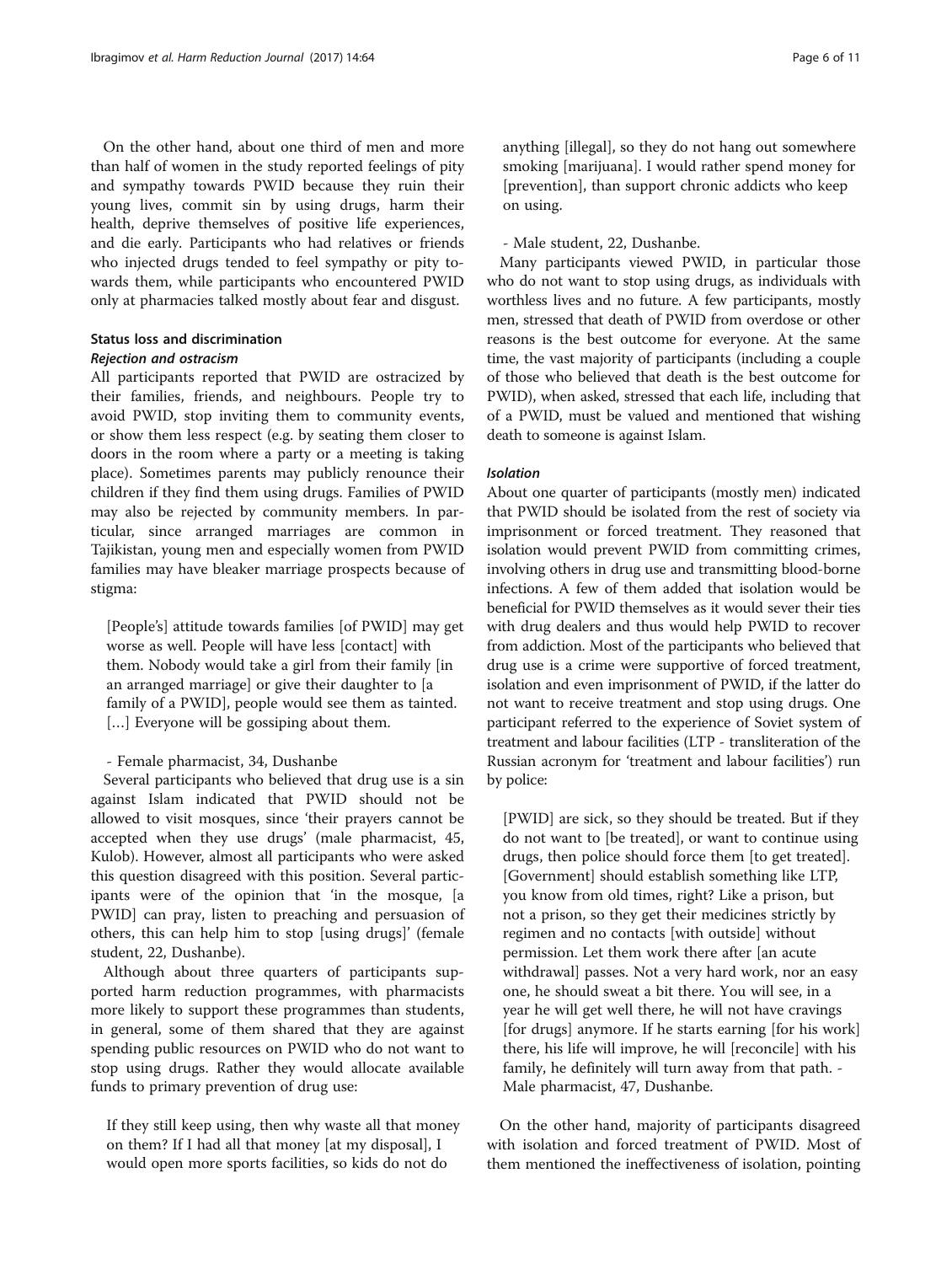On the other hand, about one third of men and more than half of women in the study reported feelings of pity and sympathy towards PWID because they ruin their young lives, commit sin by using drugs, harm their health, deprive themselves of positive life experiences, and die early. Participants who had relatives or friends who injected drugs tended to feel sympathy or pity towards them, while participants who encountered PWID only at pharmacies talked mostly about fear and disgust.

### Status loss and discrimination

#### *Rejection and ostracism*

All participants reported that PWID are ostracized by their families, friends, and neighbours. People try to avoid PWID, stop inviting them to community events, or show them less respect (e.g. by seating them closer to doors in the room where a party or a meeting is taking place). Sometimes parents may publicly renounce their children if they find them using drugs. Families of PWID may also be rejected by community members. In particular, since arranged marriages are common in Tajikistan, young men and especially women from PWID families may have bleaker marriage prospects because of stigma:

> [People's] attitude towards families [of PWID] may get worse as well. People will have less [contact] with them. Nobody would take a girl from their family [in an arranged marriage] or give their daughter to [a family of a PWID], people would see them as tainted. […] Everyone will be gossiping about them.
>
> - Female pharmacist, 34, Dushanbe

Several participants who believed that drug use is a sin against Islam indicated that PWID should not be allowed to visit mosques, since 'their prayers cannot be accepted when they use drugs' (male pharmacist, 45, Kulob). However, almost all participants who were asked this question disagreed with this position. Several participants were of the opinion that 'in the mosque, [a PWID] can pray, listen to preaching and persuasion of others, this can help him to stop [using drugs]' (female student, 22, Dushanbe).

Although about three quarters of participants supported harm reduction programmes, with pharmacists more likely to support these programmes than students, in general, some of them shared that they are against spending public resources on PWID who do not want to stop using drugs. Rather they would allocate available funds to primary prevention of drug use:

> If they still keep using, then why waste all that money on them? If I had all that money [at my disposal], I would open more sports facilities, so kids do not do anything [illegal], so they do not hang out somewhere smoking [marijuana]. I would rather spend money for [prevention], than support chronic addicts who keep on using.
>
> - Male student, 22, Dushanbe.

Many participants viewed PWID, in particular those who do not want to stop using drugs, as individuals with worthless lives and no future. A few participants, mostly men, stressed that death of PWID from overdose or other reasons is the best outcome for everyone. At the same time, the vast majority of participants (including a couple of those who believed that death is the best outcome for PWID), when asked, stressed that each life, including that of a PWID, must be valued and mentioned that wishing death to someone is against Islam.

#### *Isolation*

About one quarter of participants (mostly men) indicated that PWID should be isolated from the rest of society via imprisonment or forced treatment. They reasoned that isolation would prevent PWID from committing crimes, involving others in drug use and transmitting blood-borne infections. A few of them added that isolation would be beneficial for PWID themselves as it would sever their ties with drug dealers and thus would help PWID to recover from addiction. Most of the participants who believed that drug use is a crime were supportive of forced treatment, isolation and even imprisonment of PWID, if the latter do not want to receive treatment and stop using drugs. One participant referred to the experience of Soviet system of treatment and labour facilities (LTP - transliteration of the Russian acronym for 'treatment and labour facilities') run by police:

> [PWID] are sick, so they should be treated. But if they do not want to [be treated], or want to continue using drugs, then police should force them [to get treated]. [Government] should establish something like LTP, you know from old times, right? Like a prison, but not a prison, so they get their medicines strictly by regimen and no contacts [with outside] without permission. Let them work there after [an acute withdrawal] passes. Not a very hard work, nor an easy one, he should sweat a bit there. You will see, in a year he will get well there, he will not have cravings [for drugs] anymore. If he starts earning [for his work] there, his life will improve, he will [reconcile] with his family, he definitely will turn away from that path. - Male pharmacist, 47, Dushanbe.

On the other hand, majority of participants disagreed with isolation and forced treatment of PWID. Most of them mentioned the ineffectiveness of isolation, pointing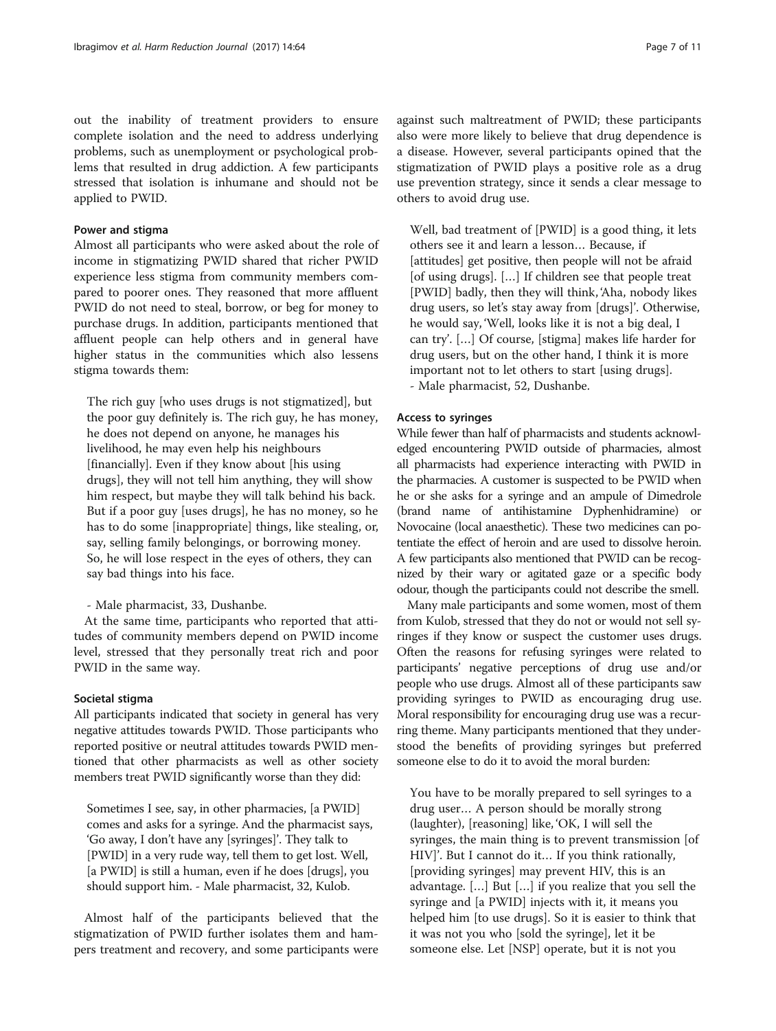out the inability of treatment providers to ensure complete isolation and the need to address underlying problems, such as unemployment or psychological problems that resulted in drug addiction. A few participants stressed that isolation is inhumane and should not be applied to PWID.

#### Power and stigma

Almost all participants who were asked about the role of income in stigmatizing PWID shared that richer PWID experience less stigma from community members compared to poorer ones. They reasoned that more affluent PWID do not need to steal, borrow, or beg for money to purchase drugs. In addition, participants mentioned that affluent people can help others and in general have higher status in the communities which also lessens stigma towards them:

> The rich guy [who uses drugs is not stigmatized], but the poor guy definitely is. The rich guy, he has money, he does not depend on anyone, he manages his livelihood, he may even help his neighbours [financially]. Even if they know about [his using drugs], they will not tell him anything, they will show him respect, but maybe they will talk behind his back. But if a poor guy [uses drugs], he has no money, so he has to do some [inappropriate] things, like stealing, or, say, selling family belongings, or borrowing money. So, he will lose respect in the eyes of others, they can say bad things into his face.
>
> - Male pharmacist, 33, Dushanbe.

At the same time, participants who reported that attitudes of community members depend on PWID income level, stressed that they personally treat rich and poor PWID in the same way.

#### Societal stigma

All participants indicated that society in general has very negative attitudes towards PWID. Those participants who reported positive or neutral attitudes towards PWID mentioned that other pharmacists as well as other society members treat PWID significantly worse than they did:

> Sometimes I see, say, in other pharmacies, [a PWID] comes and asks for a syringe. And the pharmacist says, 'Go away, I don't have any [syringes]'. They talk to [PWID] in a very rude way, tell them to get lost. Well, [a PWID] is still a human, even if he does [drugs], you should support him. - Male pharmacist, 32, Kulob.

Almost half of the participants believed that the stigmatization of PWID further isolates them and hampers treatment and recovery, and some participants were against such maltreatment of PWID; these participants also were more likely to believe that drug dependence is a disease. However, several participants opined that the stigmatization of PWID plays a positive role as a drug use prevention strategy, since it sends a clear message to others to avoid drug use.

> Well, bad treatment of [PWID] is a good thing, it lets others see it and learn a lesson… Because, if [attitudes] get positive, then people will not be afraid [of using drugs]. […] If children see that people treat [PWID] badly, then they will think, 'Aha, nobody likes drug users, so let's stay away from [drugs]'. Otherwise, he would say, 'Well, looks like it is not a big deal, I can try'. […] Of course, [stigma] makes life harder for drug users, but on the other hand, I think it is more important not to let others to start [using drugs].
> - Male pharmacist, 52, Dushanbe.

#### Access to syringes

While fewer than half of pharmacists and students acknowledged encountering PWID outside of pharmacies, almost all pharmacists had experience interacting with PWID in the pharmacies. A customer is suspected to be PWID when he or she asks for a syringe and an ampule of Dimedrole (brand name of antihistamine Dyphenhidramine) or Novocaine (local anaesthetic). These two medicines can potentiate the effect of heroin and are used to dissolve heroin. A few participants also mentioned that PWID can be recognized by their wary or agitated gaze or a specific body odour, though the participants could not describe the smell.

Many male participants and some women, most of them from Kulob, stressed that they do not or would not sell syringes if they know or suspect the customer uses drugs. Often the reasons for refusing syringes were related to participants' negative perceptions of drug use and/or people who use drugs. Almost all of these participants saw providing syringes to PWID as encouraging drug use. Moral responsibility for encouraging drug use was a recurring theme. Many participants mentioned that they understood the benefits of providing syringes but preferred someone else to do it to avoid the moral burden:

> You have to be morally prepared to sell syringes to a drug user… A person should be morally strong (laughter), [reasoning] like, 'OK, I will sell the syringes, the main thing is to prevent transmission [of HIV]'. But I cannot do it… If you think rationally, [providing syringes] may prevent HIV, this is an advantage. […] But […] if you realize that you sell the syringe and [a PWID] injects with it, it means you helped him [to use drugs]. So it is easier to think that it was not you who [sold the syringe], let it be someone else. Let [NSP] operate, but it is not you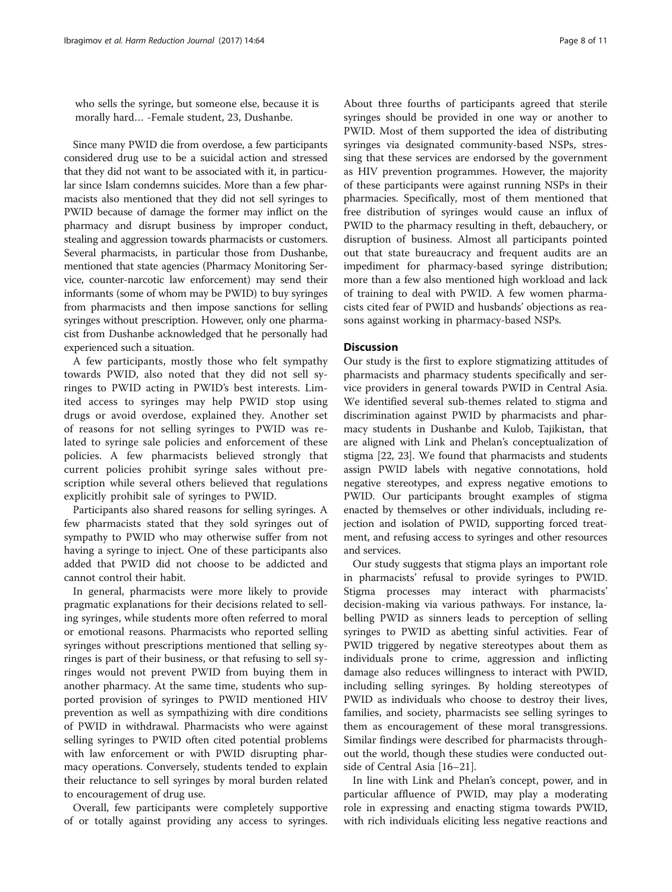who sells the syringe, but someone else, because it is morally hard… -Female student, 23, Dushanbe.

Since many PWID die from overdose, a few participants considered drug use to be a suicidal action and stressed that they did not want to be associated with it, in particular since Islam condemns suicides. More than a few pharmacists also mentioned that they did not sell syringes to PWID because of damage the former may inflict on the pharmacy and disrupt business by improper conduct, stealing and aggression towards pharmacists or customers. Several pharmacists, in particular those from Dushanbe, mentioned that state agencies (Pharmacy Monitoring Service, counter-narcotic law enforcement) may send their informants (some of whom may be PWID) to buy syringes from pharmacists and then impose sanctions for selling syringes without prescription. However, only one pharmacist from Dushanbe acknowledged that he personally had experienced such a situation.

A few participants, mostly those who felt sympathy towards PWID, also noted that they did not sell syringes to PWID acting in PWID's best interests. Limited access to syringes may help PWID stop using drugs or avoid overdose, explained they. Another set of reasons for not selling syringes to PWID was related to syringe sale policies and enforcement of these policies. A few pharmacists believed strongly that current policies prohibit syringe sales without prescription while several others believed that regulations explicitly prohibit sale of syringes to PWID.

Participants also shared reasons for selling syringes. A few pharmacists stated that they sold syringes out of sympathy to PWID who may otherwise suffer from not having a syringe to inject. One of these participants also added that PWID did not choose to be addicted and cannot control their habit.

In general, pharmacists were more likely to provide pragmatic explanations for their decisions related to selling syringes, while students more often referred to moral or emotional reasons. Pharmacists who reported selling syringes without prescriptions mentioned that selling syringes is part of their business, or that refusing to sell syringes would not prevent PWID from buying them in another pharmacy. At the same time, students who supported provision of syringes to PWID mentioned HIV prevention as well as sympathizing with dire conditions of PWID in withdrawal. Pharmacists who were against selling syringes to PWID often cited potential problems with law enforcement or with PWID disrupting pharmacy operations. Conversely, students tended to explain their reluctance to sell syringes by moral burden related to encouragement of drug use.

Overall, few participants were completely supportive of or totally against providing any access to syringes. About three fourths of participants agreed that sterile syringes should be provided in one way or another to PWID. Most of them supported the idea of distributing syringes via designated community-based NSPs, stressing that these services are endorsed by the government as HIV prevention programmes. However, the majority of these participants were against running NSPs in their pharmacies. Specifically, most of them mentioned that free distribution of syringes would cause an influx of PWID to the pharmacy resulting in theft, debauchery, or disruption of business. Almost all participants pointed out that state bureaucracy and frequent audits are an impediment for pharmacy-based syringe distribution; more than a few also mentioned high workload and lack of training to deal with PWID. A few women pharmacists cited fear of PWID and husbands' objections as reasons against working in pharmacy-based NSPs.

## Discussion

Our study is the first to explore stigmatizing attitudes of pharmacists and pharmacy students specifically and service providers in general towards PWID in Central Asia. We identified several sub-themes related to stigma and discrimination against PWID by pharmacists and pharmacy students in Dushanbe and Kulob, Tajikistan, that are aligned with Link and Phelan's conceptualization of stigma [22, 23]. We found that pharmacists and students assign PWID labels with negative connotations, hold negative stereotypes, and express negative emotions to PWID. Our participants brought examples of stigma enacted by themselves or other individuals, including rejection and isolation of PWID, supporting forced treatment, and refusing access to syringes and other resources and services.

Our study suggests that stigma plays an important role in pharmacists' refusal to provide syringes to PWID. Stigma processes may interact with pharmacists' decision-making via various pathways. For instance, labelling PWID as sinners leads to perception of selling syringes to PWID as abetting sinful activities. Fear of PWID triggered by negative stereotypes about them as individuals prone to crime, aggression and inflicting damage also reduces willingness to interact with PWID, including selling syringes. By holding stereotypes of PWID as individuals who choose to destroy their lives, families, and society, pharmacists see selling syringes to them as encouragement of these moral transgressions. Similar findings were described for pharmacists throughout the world, though these studies were conducted outside of Central Asia [16–21].

In line with Link and Phelan's concept, power, and in particular affluence of PWID, may play a moderating role in expressing and enacting stigma towards PWID, with rich individuals eliciting less negative reactions and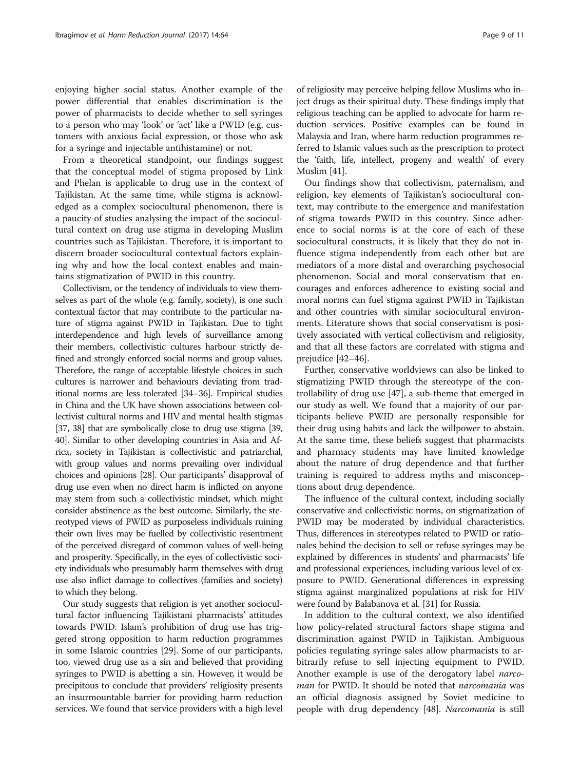enjoying higher social status. Another example of the power differential that enables discrimination is the power of pharmacists to decide whether to sell syringes to a person who may 'look' or 'act' like a PWID (e.g. customers with anxious facial expression, or those who ask for a syringe and injectable antihistamine) or not.

From a theoretical standpoint, our findings suggest that the conceptual model of stigma proposed by Link and Phelan is applicable to drug use in the context of Tajikistan. At the same time, while stigma is acknowledged as a complex sociocultural phenomenon, there is a paucity of studies analysing the impact of the sociocultural context on drug use stigma in developing Muslim countries such as Tajikistan. Therefore, it is important to discern broader sociocultural contextual factors explaining why and how the local context enables and maintains stigmatization of PWID in this country.

Collectivism, or the tendency of individuals to view themselves as part of the whole (e.g. family, society), is one such contextual factor that may contribute to the particular nature of stigma against PWID in Tajikistan. Due to tight interdependence and high levels of surveillance among their members, collectivistic cultures harbour strictly defined and strongly enforced social norms and group values. Therefore, the range of acceptable lifestyle choices in such cultures is narrower and behaviours deviating from traditional norms are less tolerated [34–36]. Empirical studies in China and the UK have shown associations between collectivist cultural norms and HIV and mental health stigmas [37, 38] that are symbolically close to drug use stigma [39, 40]. Similar to other developing countries in Asia and Africa, society in Tajikistan is collectivistic and patriarchal, with group values and norms prevailing over individual choices and opinions [28]. Our participants' disapproval of drug use even when no direct harm is inflicted on anyone may stem from such a collectivistic mindset, which might consider abstinence as the best outcome. Similarly, the stereotyped views of PWID as purposeless individuals ruining their own lives may be fuelled by collectivistic resentment of the perceived disregard of common values of well-being and prosperity. Specifically, in the eyes of collectivistic society individuals who presumably harm themselves with drug use also inflict damage to collectives (families and society) to which they belong.

Our study suggests that religion is yet another sociocultural factor influencing Tajikistani pharmacists' attitudes towards PWID. Islam's prohibition of drug use has triggered strong opposition to harm reduction programmes in some Islamic countries [29]. Some of our participants, too, viewed drug use as a sin and believed that providing syringes to PWID is abetting a sin. However, it would be precipitous to conclude that providers' religiosity presents an insurmountable barrier for providing harm reduction services. We found that service providers with a high level of religiosity may perceive helping fellow Muslims who inject drugs as their spiritual duty. These findings imply that religious teaching can be applied to advocate for harm reduction services. Positive examples can be found in Malaysia and Iran, where harm reduction programmes referred to Islamic values such as the prescription to protect the 'faith, life, intellect, progeny and wealth' of every Muslim [41].

Our findings show that collectivism, paternalism, and religion, key elements of Tajikistan's sociocultural context, may contribute to the emergence and manifestation of stigma towards PWID in this country. Since adherence to social norms is at the core of each of these sociocultural constructs, it is likely that they do not influence stigma independently from each other but are mediators of a more distal and overarching psychosocial phenomenon. Social and moral conservatism that encourages and enforces adherence to existing social and moral norms can fuel stigma against PWID in Tajikistan and other countries with similar sociocultural environments. Literature shows that social conservatism is positively associated with vertical collectivism and religiosity, and that all these factors are correlated with stigma and prejudice [42–46].

Further, conservative worldviews can also be linked to stigmatizing PWID through the stereotype of the controllability of drug use [47], a sub-theme that emerged in our study as well. We found that a majority of our participants believe PWID are personally responsible for their drug using habits and lack the willpower to abstain. At the same time, these beliefs suggest that pharmacists and pharmacy students may have limited knowledge about the nature of drug dependence and that further training is required to address myths and misconceptions about drug dependence.

The influence of the cultural context, including socially conservative and collectivistic norms, on stigmatization of PWID may be moderated by individual characteristics. Thus, differences in stereotypes related to PWID or rationales behind the decision to sell or refuse syringes may be explained by differences in students' and pharmacists' life and professional experiences, including various level of exposure to PWID. Generational differences in expressing stigma against marginalized populations at risk for HIV were found by Balabanova et al. [31] for Russia.

In addition to the cultural context, we also identified how policy-related structural factors shape stigma and discrimination against PWID in Tajikistan. Ambiguous policies regulating syringe sales allow pharmacists to arbitrarily refuse to sell injecting equipment to PWID. Another example is use of the derogatory label *narcoman* for PWID. It should be noted that *narcomania* was an official diagnosis assigned by Soviet medicine to people with drug dependency [48]. *Narcomania* is still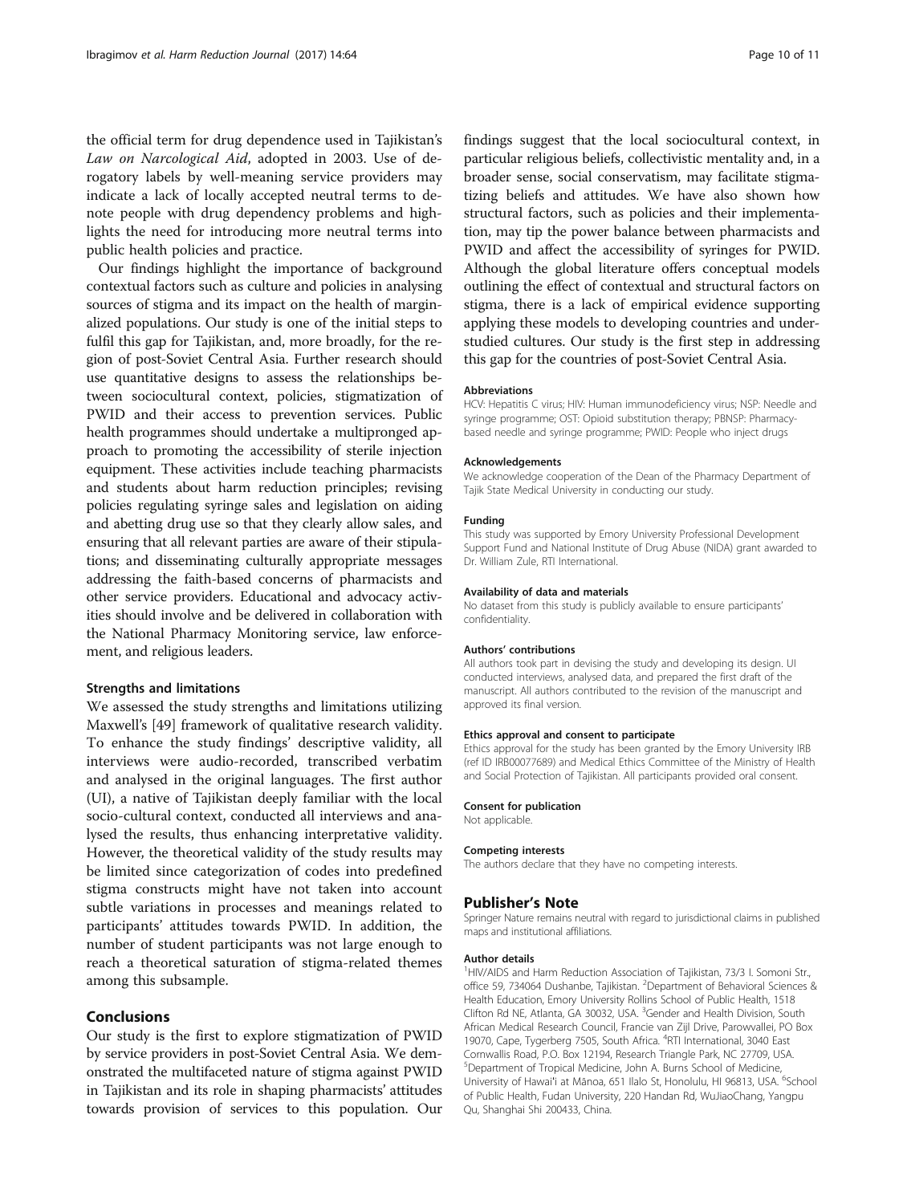the official term for drug dependence used in Tajikistan's *Law on Narcological Aid*, adopted in 2003. Use of derogatory labels by well-meaning service providers may indicate a lack of locally accepted neutral terms to denote people with drug dependency problems and highlights the need for introducing more neutral terms into public health policies and practice.

Our findings highlight the importance of background contextual factors such as culture and policies in analysing sources of stigma and its impact on the health of marginalized populations. Our study is one of the initial steps to fulfil this gap for Tajikistan, and, more broadly, for the region of post-Soviet Central Asia. Further research should use quantitative designs to assess the relationships between sociocultural context, policies, stigmatization of PWID and their access to prevention services. Public health programmes should undertake a multipronged approach to promoting the accessibility of sterile injection equipment. These activities include teaching pharmacists and students about harm reduction principles; revising policies regulating syringe sales and legislation on aiding and abetting drug use so that they clearly allow sales, and ensuring that all relevant parties are aware of their stipulations; and disseminating culturally appropriate messages addressing the faith-based concerns of pharmacists and other service providers. Educational and advocacy activities should involve and be delivered in collaboration with the National Pharmacy Monitoring service, law enforcement, and religious leaders.

### Strengths and limitations

We assessed the study strengths and limitations utilizing Maxwell's [49] framework of qualitative research validity. To enhance the study findings' descriptive validity, all interviews were audio-recorded, transcribed verbatim and analysed in the original languages. The first author (UI), a native of Tajikistan deeply familiar with the local socio-cultural context, conducted all interviews and analysed the results, thus enhancing interpretative validity. However, the theoretical validity of the study results may be limited since categorization of codes into predefined stigma constructs might have not taken into account subtle variations in processes and meanings related to participants' attitudes towards PWID. In addition, the number of student participants was not large enough to reach a theoretical saturation of stigma-related themes among this subsample.

## Conclusions

Our study is the first to explore stigmatization of PWID by service providers in post-Soviet Central Asia. We demonstrated the multifaceted nature of stigma against PWID in Tajikistan and its role in shaping pharmacists' attitudes towards provision of services to this population. Our findings suggest that the local sociocultural context, in particular religious beliefs, collectivistic mentality and, in a broader sense, social conservatism, may facilitate stigmatizing beliefs and attitudes. We have also shown how structural factors, such as policies and their implementation, may tip the power balance between pharmacists and PWID and affect the accessibility of syringes for PWID. Although the global literature offers conceptual models outlining the effect of contextual and structural factors on stigma, there is a lack of empirical evidence supporting applying these models to developing countries and understudied cultures. Our study is the first step in addressing this gap for the countries of post-Soviet Central Asia.

#### Abbreviations

HCV: Hepatitis C virus; HIV: Human immunodeficiency virus; NSP: Needle and syringe programme; OST: Opioid substitution therapy; PBNSP: Pharmacy-based needle and syringe programme; PWID: People who inject drugs

#### Acknowledgements

We acknowledge cooperation of the Dean of the Pharmacy Department of Tajik State Medical University in conducting our study.

#### Funding

This study was supported by Emory University Professional Development Support Fund and National Institute of Drug Abuse (NIDA) grant awarded to Dr. William Zule, RTI International.

#### Availability of data and materials

No dataset from this study is publicly available to ensure participants' confidentiality.

#### Authors' contributions

All authors took part in devising the study and developing its design. UI conducted interviews, analysed data, and prepared the first draft of the manuscript. All authors contributed to the revision of the manuscript and approved its final version.

#### Ethics approval and consent to participate

Ethics approval for the study has been granted by the Emory University IRB (ref ID IRB00077689) and Medical Ethics Committee of the Ministry of Health and Social Protection of Tajikistan. All participants provided oral consent.

#### Consent for publication

Not applicable.

#### Competing interests

The authors declare that they have no competing interests.

## Publisher's Note

Springer Nature remains neutral with regard to jurisdictional claims in published maps and institutional affiliations.

#### Author details

[1]HIV/AIDS and Harm Reduction Association of Tajikistan, 73/3 I. Somoni Str., office 59, 734064 Dushanbe, Tajikistan. [2]Department of Behavioral Sciences & Health Education, Emory University Rollins School of Public Health, 1518 Clifton Rd NE, Atlanta, GA 30032, USA. [3]Gender and Health Division, South African Medical Research Council, Francie van Zijl Drive, Parowvallei, PO Box 19070, Cape, Tygerberg 7505, South Africa. [4]RTI International, 3040 East Cornwallis Road, P.O. Box 12194, Research Triangle Park, NC 27709, USA. [5]Department of Tropical Medicine, John A. Burns School of Medicine, University of Hawai'i at Mānoa, 651 Ilalo St, Honolulu, HI 96813, USA. [6]School of Public Health, Fudan University, 220 Handan Rd, WuJiaoChang, Yangpu Qu, Shanghai Shi 200433, China.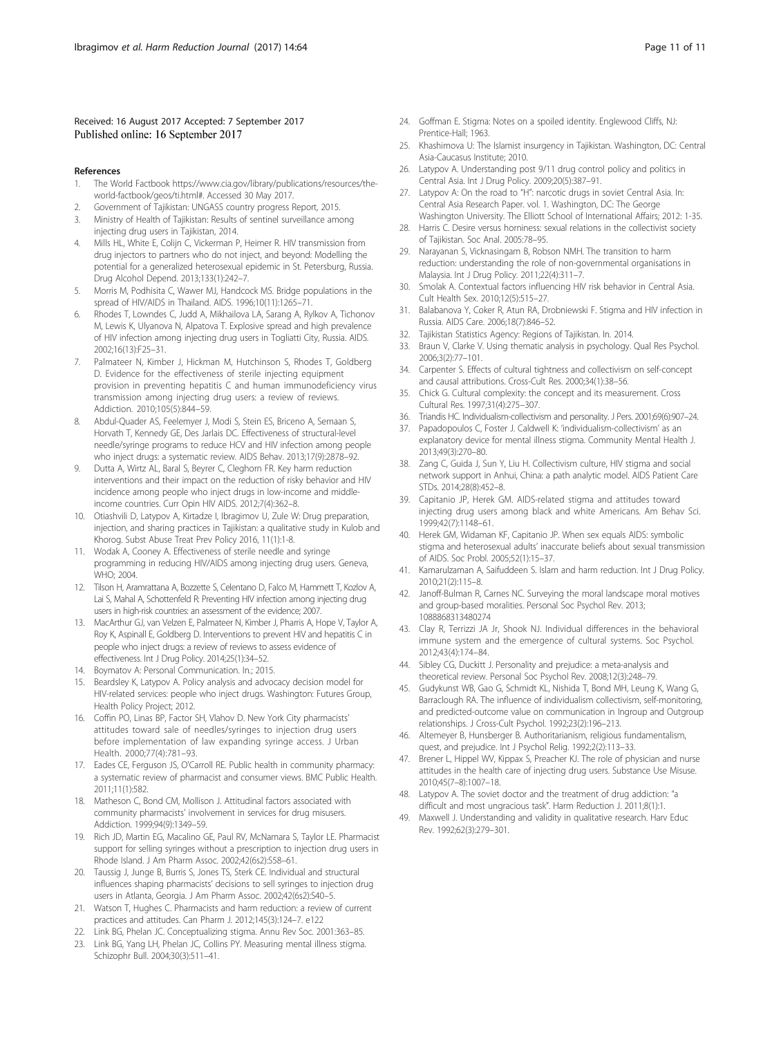Received: 16 August 2017 Accepted: 7 September 2017
Published online: 16 September 2017

## References

1. The World Factbook https://www.cia.gov/library/publications/resources/the-world-factbook/geos/ti.html#. Accessed 30 May 2017.
2. Government of Tajikistan: UNGASS country progress Report, 2015.
3. Ministry of Health of Tajikistan: Results of sentinel surveillance among injecting drug users in Tajikistan, 2014.
4. Mills HL, White E, Colijn C, Vickerman P, Heimer R. HIV transmission from drug injectors to partners who do not inject, and beyond: Modelling the potential for a generalized heterosexual epidemic in St. Petersburg, Russia. Drug Alcohol Depend. 2013;133(1):242–7.
5. Morris M, Podhisita C, Wawer MJ, Handcock MS. Bridge populations in the spread of HIV/AIDS in Thailand. AIDS. 1996;10(11):1265–71.
6. Rhodes T, Lowndes C, Judd A, Mikhailova LA, Sarang A, Rylkov A, Tichonov M, Lewis K, Ulyanova N, Alpatova T. Explosive spread and high prevalence of HIV infection among injecting drug users in Togliatti City, Russia. AIDS. 2002;16(13):F25–31.
7. Palmateer N, Kimber J, Hickman M, Hutchinson S, Rhodes T, Goldberg D. Evidence for the effectiveness of sterile injecting equipment provision in preventing hepatitis C and human immunodeficiency virus transmission among injecting drug users: a review of reviews. Addiction. 2010;105(5):844–59.
8. Abdul-Quader AS, Feelemyer J, Modi S, Stein ES, Briceno A, Semaan S, Horvath T, Kennedy GE, Des Jarlais DC. Effectiveness of structural-level needle/syringe programs to reduce HCV and HIV infection among people who inject drugs: a systematic review. AIDS Behav. 2013;17(9):2878–92.
9. Dutta A, Wirtz AL, Baral S, Beyrer C, Cleghorn FR. Key harm reduction interventions and their impact on the reduction of risky behavior and HIV incidence among people who inject drugs in low-income and middle-income countries. Curr Opin HIV AIDS. 2012;7(4):362–8.
10. Otiashvili D, Latypov A, Kirtadze I, Ibragimov U, Zule W: Drug preparation, injection, and sharing practices in Tajikistan: a qualitative study in Kulob and Khorog. Subst Abuse Treat Prev Policy 2016, 11(1):1-8.
11. Wodak A, Cooney A. Effectiveness of sterile needle and syringe programming in reducing HIV/AIDS among injecting drug users. Geneva, WHO; 2004.
12. Tilson H, Aramrattana A, Bozzette S, Celentano D, Falco M, Hammett T, Kozlov A, Lai S, Mahal A, Schottenfeld R: Preventing HIV infection among injecting drug users in high-risk countries: an assessment of the evidence; 2007.
13. MacArthur GJ, van Velzen E, Palmateer N, Kimber J, Pharris A, Hope V, Taylor A, Roy K, Aspinall E, Goldberg D. Interventions to prevent HIV and hepatitis C in people who inject drugs: a review of reviews to assess evidence of effectiveness. Int J Drug Policy. 2014;25(1):34–52.
14. Boymatov A: Personal Communication. In.; 2015.
15. Beardsley K, Latypov A. Policy analysis and advocacy decision model for HIV-related services: people who inject drugs. Washington: Futures Group, Health Policy Project; 2012.
16. Coffin PO, Linas BP, Factor SH, Vlahov D. New York City pharmacists' attitudes toward sale of needles/syringes to injection drug users before implementation of law expanding syringe access. J Urban Health. 2000;77(4):781–93.
17. Eades CE, Ferguson JS, O'Carroll RE. Public health in community pharmacy: a systematic review of pharmacist and consumer views. BMC Public Health. 2011;11(1):582.
18. Matheson C, Bond CM, Mollison J. Attitudinal factors associated with community pharmacists' involvement in services for drug misusers. Addiction. 1999;94(9):1349–59.
19. Rich JD, Martin EG, Macalino GE, Paul RV, McNamara S, Taylor LE. Pharmacist support for selling syringes without a prescription to injection drug users in Rhode Island. J Am Pharm Assoc. 2002;42(6s2):S58–61.
20. Taussig J, Junge B, Burris S, Jones TS, Sterk CE. Individual and structural influences shaping pharmacists' decisions to sell syringes to injection drug users in Atlanta, Georgia. J Am Pharm Assoc. 2002;42(6s2):S40–5.
21. Watson T, Hughes C. Pharmacists and harm reduction: a review of current practices and attitudes. Can Pharm J. 2012;145(3):124–7. e122
22. Link BG, Phelan JC. Conceptualizing stigma. Annu Rev Soc. 2001:363–85.
23. Link BG, Yang LH, Phelan JC, Collins PY. Measuring mental illness stigma. Schizophr Bull. 2004;30(3):511–41.
24. Goffman E. Stigma: Notes on a spoiled identity. Englewood Cliffs, NJ: Prentice-Hall; 1963.
25. Khashimova U: The Islamist insurgency in Tajikistan. Washington, DC: Central Asia-Caucasus Institute; 2010.
26. Latypov A. Understanding post 9/11 drug control policy and politics in Central Asia. Int J Drug Policy. 2009;20(5):387–91.
27. Latypov A: On the road to "H": narcotic drugs in soviet Central Asia. In: Central Asia Research Paper. vol. 1. Washington, DC: The George Washington University. The Elliott School of International Affairs; 2012: 1-35.
28. Harris C. Desire versus horniness: sexual relations in the collectivist society of Tajikistan. Soc Anal. 2005:78–95.
29. Narayanan S, Vicknasingam B, Robson NMH. The transition to harm reduction: understanding the role of non-governmental organisations in Malaysia. Int J Drug Policy. 2011;22(4):311–7.
30. Smolak A. Contextual factors influencing HIV risk behavior in Central Asia. Cult Health Sex. 2010;12(5):515–27.
31. Balabanova Y, Coker R, Atun RA, Drobniewski F. Stigma and HIV infection in Russia. AIDS Care. 2006;18(7):846–52.
32. Tajikistan Statistics Agency: Regions of Tajikistan. In. 2014.
33. Braun V, Clarke V. Using thematic analysis in psychology. Qual Res Psychol. 2006;3(2):77–101.
34. Carpenter S. Effects of cultural tightness and collectivism on self-concept and causal attributions. Cross-Cult Res. 2000;34(1):38–56.
35. Chick G. Cultural complexity: the concept and its measurement. Cross Cultural Res. 1997;31(4):275–307.
36. Triandis HC. Individualism-collectivism and personality. J Pers. 2001;69(6):907–24.
37. Papadopoulos C, Foster J. Caldwell K: 'individualism-collectivism' as an explanatory device for mental illness stigma. Community Mental Health J. 2013;49(3):270–80.
38. Zang C, Guida J, Sun Y, Liu H. Collectivism culture, HIV stigma and social network support in Anhui, China: a path analytic model. AIDS Patient Care STDs. 2014;28(8):452–8.
39. Capitanio JP, Herek GM. AIDS-related stigma and attitudes toward injecting drug users among black and white Americans. Am Behav Sci. 1999;42(7):1148–61.
40. Herek GM, Widaman KF, Capitanio JP. When sex equals AIDS: symbolic stigma and heterosexual adults' inaccurate beliefs about sexual transmission of AIDS. Soc Probl. 2005;52(1):15–37.
41. Kamarulzaman A, Saifuddeen S. Islam and harm reduction. Int J Drug Policy. 2010;21(2):115–8.
42. Janoff-Bulman R, Carnes NC. Surveying the moral landscape moral motives and group-based moralities. Personal Soc Psychol Rev. 2013; 1088868313480274
43. Clay R, Terrizzi JA Jr, Shook NJ. Individual differences in the behavioral immune system and the emergence of cultural systems. Soc Psychol. 2012;43(4):174–84.
44. Sibley CG, Duckitt J. Personality and prejudice: a meta-analysis and theoretical review. Personal Soc Psychol Rev. 2008;12(3):248–79.
45. Gudykunst WB, Gao G, Schmidt KL, Nishida T, Bond MH, Leung K, Wang G, Barraclough RA. The influence of individualism collectivism, self-monitoring, and predicted-outcome value on communication in Ingroup and Outgroup relationships. J Cross-Cult Psychol. 1992;23(2):196–213.
46. Altemeyer B, Hunsberger B. Authoritarianism, religious fundamentalism, quest, and prejudice. Int J Psychol Relig. 1992;2(2):113–33.
47. Brener L, Hippel WV, Kippax S, Preacher KJ. The role of physician and nurse attitudes in the health care of injecting drug users. Substance Use Misuse. 2010;45(7–8):1007–18.
48. Latypov A. The soviet doctor and the treatment of drug addiction: "a difficult and most ungracious task". Harm Reduction J. 2011;8(1):1.
49. Maxwell J. Understanding and validity in qualitative research. Harv Educ Rev. 1992;62(3):279–301.